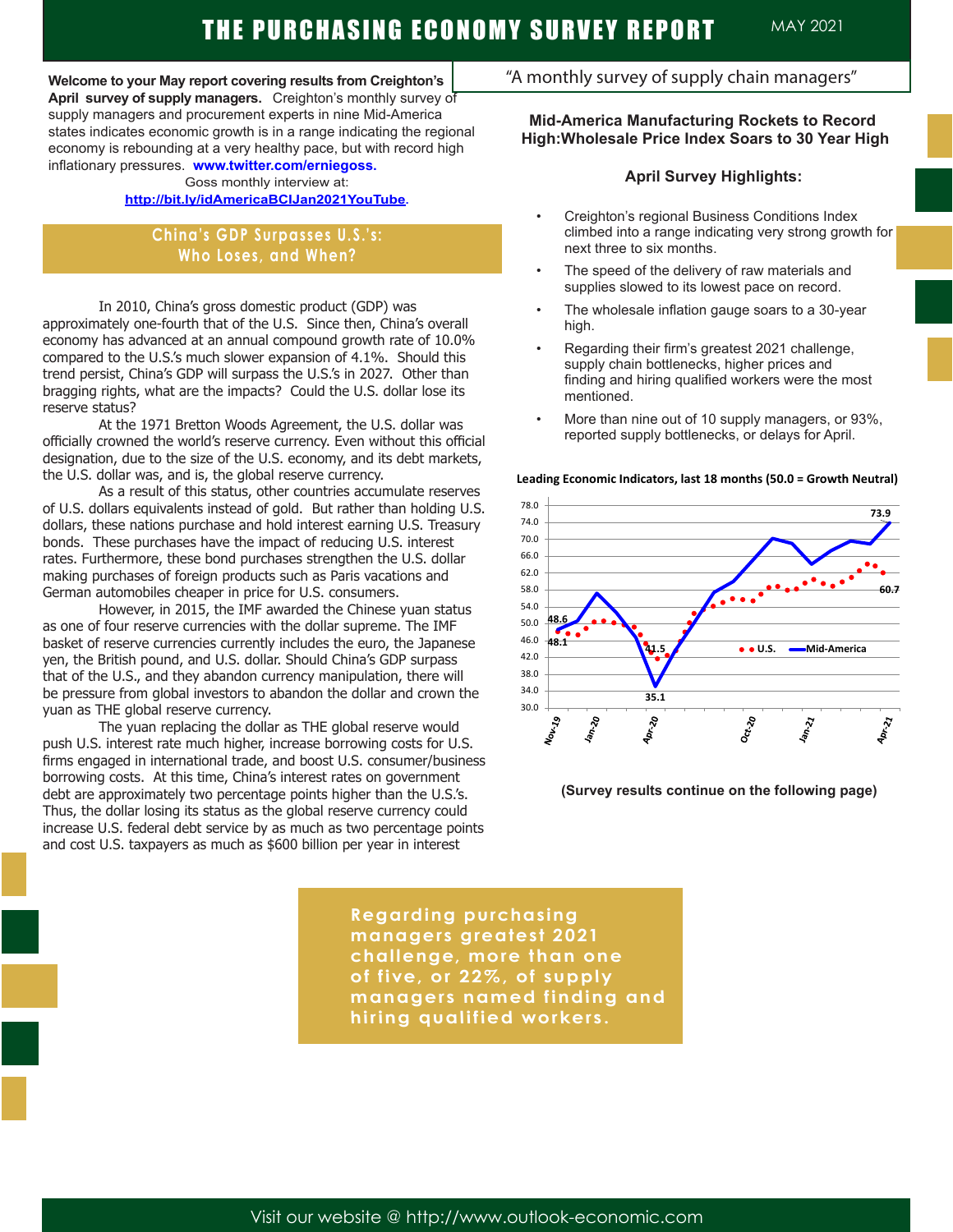# THE PURCHASING ECONOMY SURVEY REPORT

MAY 2021

"A monthly survey of supply chain managers"

**Welcome to your May report covering results from Creighton's April survey of supply managers.** Creighton's monthly survey of supply managers and procurement experts in nine Mid-America states indicates economic growth is in a range indicating the regional economy is rebounding at a very healthy pace, but with record high inflationary pressures. **www.twitter.com/erniegoss.**

Goss monthly interview at:
**http://bit.ly/idAmericaBCIJan2021YouTube**.

## China's GDP Surpasses U.S.'s: Who Loses, and When?

In 2010, China's gross domestic product (GDP) was approximately one-fourth that of the U.S. Since then, China's overall economy has advanced at an annual compound growth rate of 10.0% compared to the U.S.'s much slower expansion of 4.1%. Should this trend persist, China's GDP will surpass the U.S.'s in 2027. Other than bragging rights, what are the impacts? Could the U.S. dollar lose its reserve status?

At the 1971 Bretton Woods Agreement, the U.S. dollar was officially crowned the world's reserve currency. Even without this official designation, due to the size of the U.S. economy, and its debt markets, the U.S. dollar was, and is, the global reserve currency.

As a result of this status, other countries accumulate reserves of U.S. dollars equivalents instead of gold. But rather than holding U.S. dollars, these nations purchase and hold interest earning U.S. Treasury bonds. These purchases have the impact of reducing U.S. interest rates. Furthermore, these bond purchases strengthen the U.S. dollar making purchases of foreign products such as Paris vacations and German automobiles cheaper in price for U.S. consumers.

However, in 2015, the IMF awarded the Chinese yuan status as one of four reserve currencies with the dollar supreme. The IMF basket of reserve currencies currently includes the euro, the Japanese yen, the British pound, and U.S. dollar. Should China's GDP surpass that of the U.S., and they abandon currency manipulation, there will be pressure from global investors to abandon the dollar and crown the yuan as THE global reserve currency.

The yuan replacing the dollar as THE global reserve would push U.S. interest rate much higher, increase borrowing costs for U.S. firms engaged in international trade, and boost U.S. consumer/business borrowing costs. At this time, China's interest rates on government debt are approximately two percentage points higher than the U.S.'s. Thus, the dollar losing its status as the global reserve currency could increase U.S. federal debt service by as much as two percentage points and cost U.S. taxpayers as much as $600 billion per year in interest

### Mid-America Manufacturing Rockets to Record High:Wholesale Price Index Soars to 30 Year High

### April Survey Highlights:

- Creighton's regional Business Conditions Index climbed into a range indicating very strong growth for next three to six months.
- The speed of the delivery of raw materials and supplies slowed to its lowest pace on record.
- The wholesale inflation gauge soars to a 30-year high.
- Regarding their firm's greatest 2021 challenge, supply chain bottlenecks, higher prices and finding and hiring qualified workers were the most mentioned.
- More than nine out of 10 supply managers, or 93%, reported supply bottlenecks, or delays for April.

**Leading Economic Indicators, last 18 months (50.0 = Growth Neutral)**

(Chart: U.S. and Mid-America, Nov-19 to Apr-21. Labeled values: Mid-America 48.6 (Nov-19), 35.1 (Apr-20), 73.9 (Apr-21); U.S. 48.1 (Nov-19), 41.5 (Apr-20), 60.7 (Apr-21).)

**(Survey results continue on the following page)**

**Regarding purchasing managers greatest 2021 challenge, more than one of five, or 22%, of supply managers named finding and hiring qualified workers.**

Visit our website @ http://www.outlook-economic.com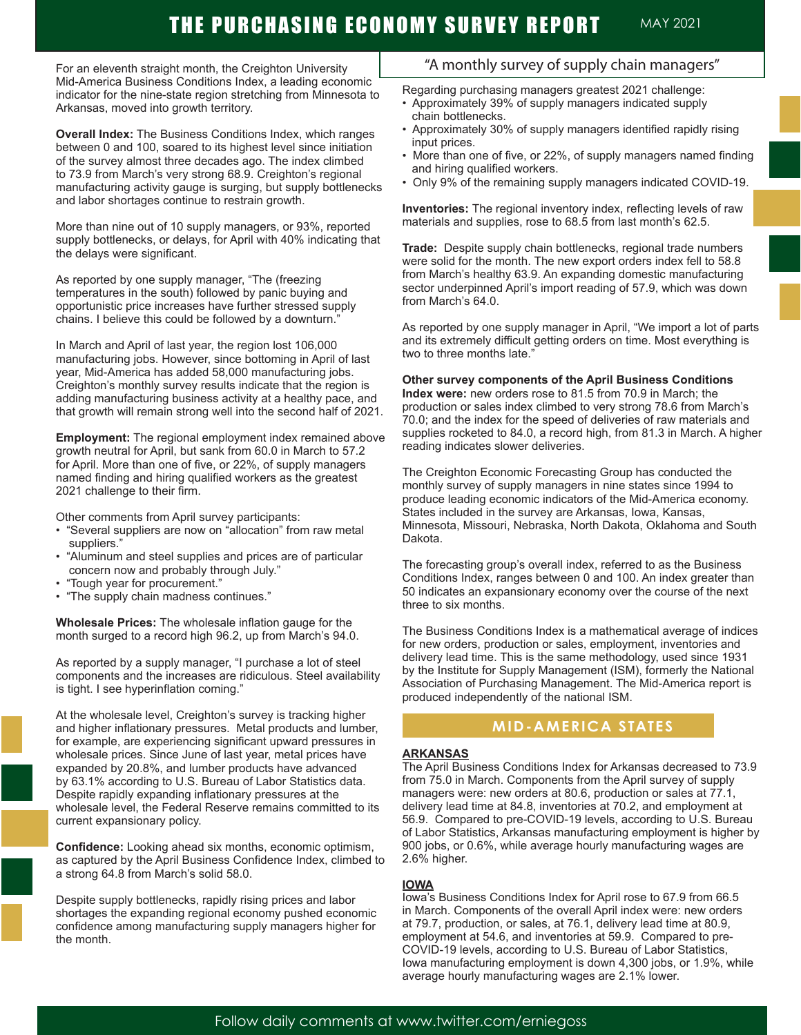# THE PURCHASING ECONOMY SURVEY REPORT

MAY 2021

"A monthly survey of supply chain managers"

For an eleventh straight month, the Creighton University Mid-America Business Conditions Index, a leading economic indicator for the nine-state region stretching from Minnesota to Arkansas, moved into growth territory.

**Overall Index:** The Business Conditions Index, which ranges between 0 and 100, soared to its highest level since initiation of the survey almost three decades ago. The index climbed to 73.9 from March's very strong 68.9. Creighton's regional manufacturing activity gauge is surging, but supply bottlenecks and labor shortages continue to restrain growth.

More than nine out of 10 supply managers, or 93%, reported supply bottlenecks, or delays, for April with 40% indicating that the delays were significant.

As reported by one supply manager, "The (freezing temperatures in the south) followed by panic buying and opportunistic price increases have further stressed supply chains. I believe this could be followed by a downturn."

In March and April of last year, the region lost 106,000 manufacturing jobs. However, since bottoming in April of last year, Mid-America has added 58,000 manufacturing jobs. Creighton's monthly survey results indicate that the region is adding manufacturing business activity at a healthy pace, and that growth will remain strong well into the second half of 2021.

**Employment:** The regional employment index remained above growth neutral for April, but sank from 60.0 in March to 57.2 for April. More than one of five, or 22%, of supply managers named finding and hiring qualified workers as the greatest 2021 challenge to their firm.

Other comments from April survey participants:

- "Several suppliers are now on "allocation" from raw metal suppliers."
- "Aluminum and steel supplies and prices are of particular concern now and probably through July."
- "Tough year for procurement."
- "The supply chain madness continues."

**Wholesale Prices:** The wholesale inflation gauge for the month surged to a record high 96.2, up from March's 94.0.

As reported by a supply manager, "I purchase a lot of steel components and the increases are ridiculous. Steel availability is tight. I see hyperinflation coming."

At the wholesale level, Creighton's survey is tracking higher and higher inflationary pressures. Metal products and lumber, for example, are experiencing significant upward pressures in wholesale prices. Since June of last year, metal prices have expanded by 20.8%, and lumber products have advanced by 63.1% according to U.S. Bureau of Labor Statistics data. Despite rapidly expanding inflationary pressures at the wholesale level, the Federal Reserve remains committed to its current expansionary policy.

**Confidence:** Looking ahead six months, economic optimism, as captured by the April Business Confidence Index, climbed to a strong 64.8 from March's solid 58.0.

Despite supply bottlenecks, rapidly rising prices and labor shortages the expanding regional economy pushed economic confidence among manufacturing supply managers higher for the month.

Regarding purchasing managers greatest 2021 challenge:

- Approximately 39% of supply managers indicated supply chain bottlenecks.
- Approximately 30% of supply managers identified rapidly rising input prices.
- More than one of five, or 22%, of supply managers named finding and hiring qualified workers.
- Only 9% of the remaining supply managers indicated COVID-19.

**Inventories:** The regional inventory index, reflecting levels of raw materials and supplies, rose to 68.5 from last month's 62.5.

**Trade:** Despite supply chain bottlenecks, regional trade numbers were solid for the month. The new export orders index fell to 58.8 from March's healthy 63.9. An expanding domestic manufacturing sector underpinned April's import reading of 57.9, which was down from March's 64.0.

As reported by one supply manager in April, "We import a lot of parts and its extremely difficult getting orders on time. Most everything is two to three months late."

**Other survey components of the April Business Conditions Index were:** new orders rose to 81.5 from 70.9 in March; the production or sales index climbed to very strong 78.6 from March's 70.0; and the index for the speed of deliveries of raw materials and supplies rocketed to 84.0, a record high, from 81.3 in March. A higher reading indicates slower deliveries.

The Creighton Economic Forecasting Group has conducted the monthly survey of supply managers in nine states since 1994 to produce leading economic indicators of the Mid-America economy. States included in the survey are Arkansas, Iowa, Kansas, Minnesota, Missouri, Nebraska, North Dakota, Oklahoma and South Dakota.

The forecasting group's overall index, referred to as the Business Conditions Index, ranges between 0 and 100. An index greater than 50 indicates an expansionary economy over the course of the next three to six months.

The Business Conditions Index is a mathematical average of indices for new orders, production or sales, employment, inventories and delivery lead time. This is the same methodology, used since 1931 by the Institute for Supply Management (ISM), formerly the National Association of Purchasing Management. The Mid-America report is produced independently of the national ISM.

## MID-AMERICA STATES

### ARKANSAS

The April Business Conditions Index for Arkansas decreased to 73.9 from 75.0 in March. Components from the April survey of supply managers were: new orders at 80.6, production or sales at 77.1, delivery lead time at 84.8, inventories at 70.2, and employment at 56.9. Compared to pre-COVID-19 levels, according to U.S. Bureau of Labor Statistics, Arkansas manufacturing employment is higher by 900 jobs, or 0.6%, while average hourly manufacturing wages are 2.6% higher.

### IOWA

Iowa's Business Conditions Index for April rose to 67.9 from 66.5 in March. Components of the overall April index were: new orders at 79.7, production, or sales, at 76.1, delivery lead time at 80.9, employment at 54.6, and inventories at 59.9. Compared to pre-COVID-19 levels, according to U.S. Bureau of Labor Statistics, Iowa manufacturing employment is down 4,300 jobs, or 1.9%, while average hourly manufacturing wages are 2.1% lower.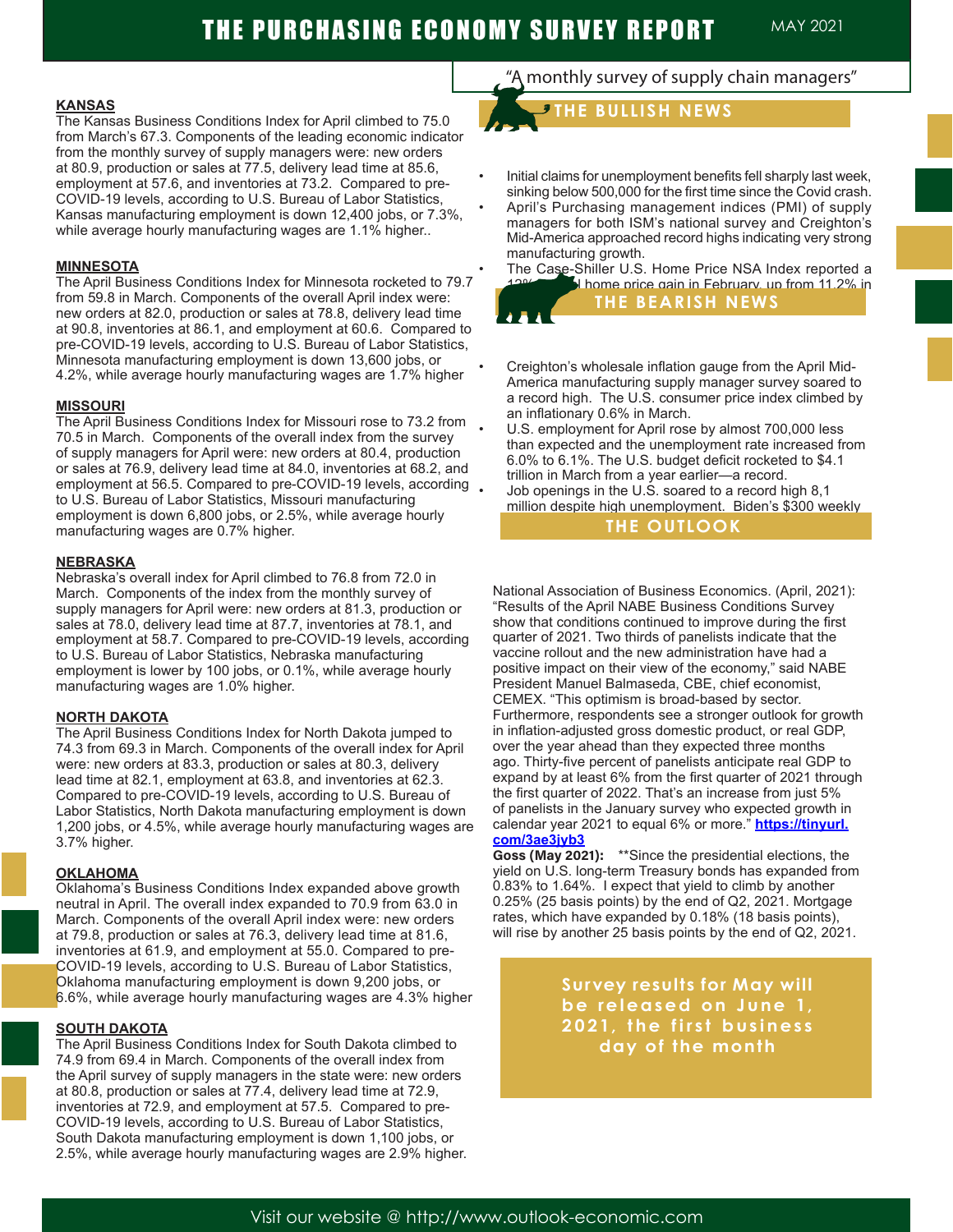# THE PURCHASING ECONOMY SURVEY REPORT

MAY 2021

"A monthly survey of supply chain managers"

### KANSAS

The Kansas Business Conditions Index for April climbed to 75.0 from March's 67.3. Components of the leading economic indicator from the monthly survey of supply managers were: new orders at 80.9, production or sales at 77.5, delivery lead time at 85.6, employment at 57.6, and inventories at 73.2. Compared to pre-COVID-19 levels, according to U.S. Bureau of Labor Statistics, Kansas manufacturing employment is down 12,400 jobs, or 7.3%, while average hourly manufacturing wages are 1.1% higher..

### MINNESOTA

The April Business Conditions Index for Minnesota rocketed to 79.7 from 59.8 in March. Components of the overall April index were: new orders at 82.0, production or sales at 78.8, delivery lead time at 90.8, inventories at 86.1, and employment at 60.6. Compared to pre-COVID-19 levels, according to U.S. Bureau of Labor Statistics, Minnesota manufacturing employment is down 13,600 jobs, or 4.2%, while average hourly manufacturing wages are 1.7% higher

### MISSOURI

The April Business Conditions Index for Missouri rose to 73.2 from 70.5 in March. Components of the overall index from the survey of supply managers for April were: new orders at 80.4, production or sales at 76.9, delivery lead time at 84.0, inventories at 68.2, and employment at 56.5. Compared to pre-COVID-19 levels, according to U.S. Bureau of Labor Statistics, Missouri manufacturing employment is down 6,800 jobs, or 2.5%, while average hourly manufacturing wages are 0.7% higher.

### NEBRASKA

Nebraska's overall index for April climbed to 76.8 from 72.0 in March. Components of the index from the monthly survey of supply managers for April were: new orders at 81.3, production or sales at 78.0, delivery lead time at 87.7, inventories at 78.1, and employment at 58.7. Compared to pre-COVID-19 levels, according to U.S. Bureau of Labor Statistics, Nebraska manufacturing employment is lower by 100 jobs, or 0.1%, while average hourly manufacturing wages are 1.0% higher.

### NORTH DAKOTA

The April Business Conditions Index for North Dakota jumped to 74.3 from 69.3 in March. Components of the overall index for April were: new orders at 83.3, production or sales at 80.3, delivery lead time at 82.1, employment at 63.8, and inventories at 62.3. Compared to pre-COVID-19 levels, according to U.S. Bureau of Labor Statistics, North Dakota manufacturing employment is down 1,200 jobs, or 4.5%, while average hourly manufacturing wages are 3.7% higher.

### OKLAHOMA

Oklahoma's Business Conditions Index expanded above growth neutral in April. The overall index expanded to 70.9 from 63.0 in March. Components of the overall April index were: new orders at 79.8, production or sales at 76.3, delivery lead time at 81.6, inventories at 61.9, and employment at 55.0. Compared to pre-COVID-19 levels, according to U.S. Bureau of Labor Statistics, Oklahoma manufacturing employment is down 9,200 jobs, or 6.6%, while average hourly manufacturing wages are 4.3% higher

### SOUTH DAKOTA

The April Business Conditions Index for South Dakota climbed to 74.9 from 69.4 in March. Components of the overall index from the April survey of supply managers in the state were: new orders at 80.8, production or sales at 77.4, delivery lead time at 72.9, inventories at 72.9, and employment at 57.5. Compared to pre-COVID-19 levels, according to U.S. Bureau of Labor Statistics, South Dakota manufacturing employment is down 1,100 jobs, or 2.5%, while average hourly manufacturing wages are 2.9% higher.

## THE BULLISH NEWS

- Initial claims for unemployment benefits fell sharply last week, sinking below 500,000 for the first time since the Covid crash.
- April's Purchasing management indices (PMI) of supply managers for both ISM's national survey and Creighton's Mid-America approached record highs indicating very strong manufacturing growth.
- The Case-Shiller U.S. Home Price NSA Index reported a 12% annual home price gain in February, up from 11.2% in

## THE BEARISH NEWS

- Creighton's wholesale inflation gauge from the April Mid-America manufacturing supply manager survey soared to a record high. The U.S. consumer price index climbed by an inflationary 0.6% in March.
- U.S. employment for April rose by almost 700,000 less than expected and the unemployment rate increased from 6.0% to 6.1%. The U.S. budget deficit rocketed to $4.1 trillion in March from a year earlier—a record.
- Job openings in the U.S. soared to a record high 8,1 million despite high unemployment. Biden's $300 weekly

## THE OUTLOOK

National Association of Business Economics. (April, 2021): "Results of the April NABE Business Conditions Survey show that conditions continued to improve during the first quarter of 2021. Two thirds of panelists indicate that the vaccine rollout and the new administration have had a positive impact on their view of the economy," said NABE President Manuel Balmaseda, CBE, chief economist, CEMEX. "This optimism is broad-based by sector. Furthermore, respondents see a stronger outlook for growth in inflation-adjusted gross domestic product, or real GDP, over the year ahead than they expected three months ago. Thirty-five percent of panelists anticipate real GDP to expand by at least 6% from the first quarter of 2021 through the first quarter of 2022. That's an increase from just 5% of panelists in the January survey who expected growth in calendar year 2021 to equal 6% or more." **https://tinyurl.com/3ae3jyb3**

**Goss (May 2021):** **Since the presidential elections, the yield on U.S. long-term Treasury bonds has expanded from 0.83% to 1.64%. I expect that yield to climb by another 0.25% (25 basis points) by the end of Q2, 2021. Mortgage rates, which have expanded by 0.18% (18 basis points), will rise by another 25 basis points by the end of Q2, 2021.

**Survey results for May will be released on June 1, 2021, the first business day of the month**

Visit our website @ http://www.outlook-economic.com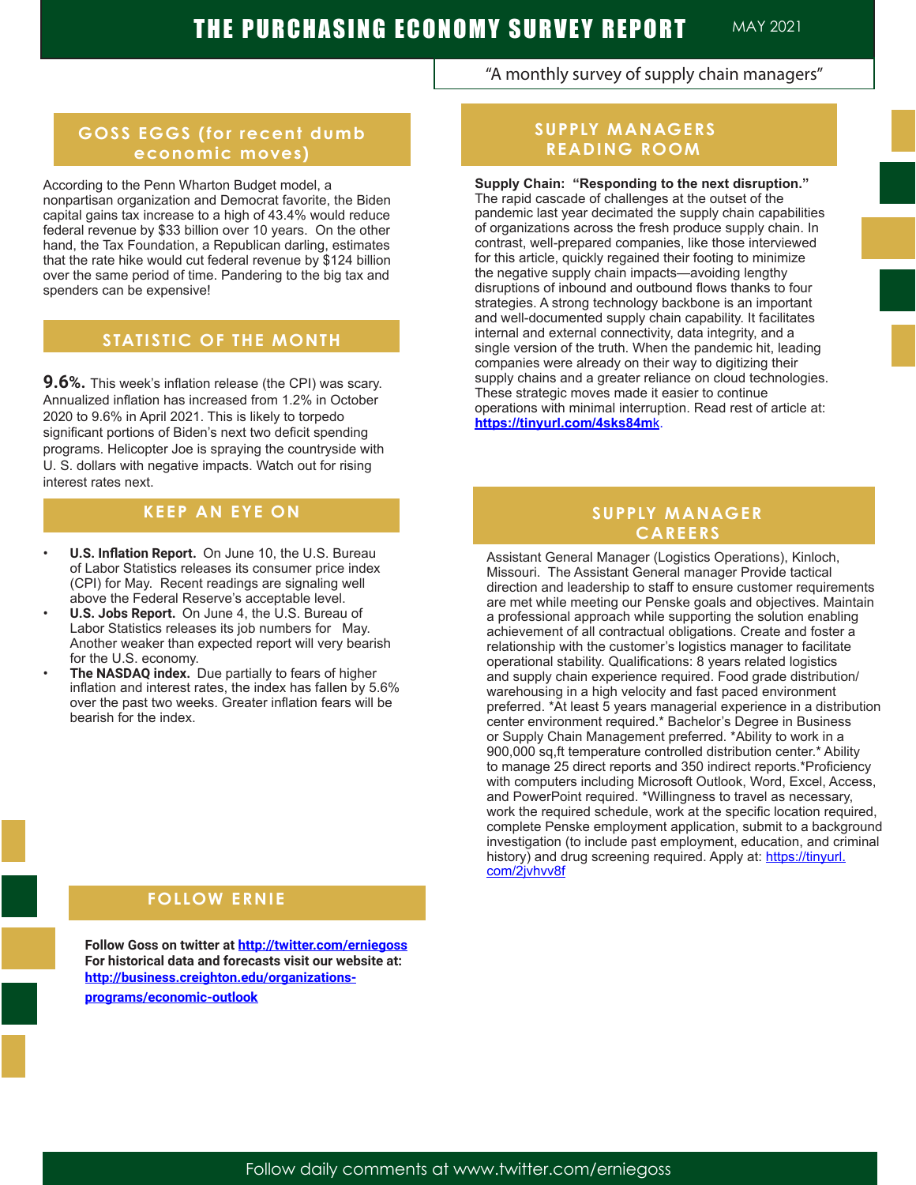# THE PURCHASING ECONOMY SURVEY REPORT

MAY 2021

"A monthly survey of supply chain managers"

## GOSS EGGS (for recent dumb economic moves)

According to the Penn Wharton Budget model, a nonpartisan organization and Democrat favorite, the Biden capital gains tax increase to a high of 43.4% would reduce federal revenue by $33 billion over 10 years. On the other hand, the Tax Foundation, a Republican darling, estimates that the rate hike would cut federal revenue by $124 billion over the same period of time. Pandering to the big tax and spenders can be expensive!

## STATISTIC OF THE MONTH

**9.6%.** This week's inflation release (the CPI) was scary. Annualized inflation has increased from 1.2% in October 2020 to 9.6% in April 2021. This is likely to torpedo significant portions of Biden's next two deficit spending programs. Helicopter Joe is spraying the countryside with U. S. dollars with negative impacts. Watch out for rising interest rates next.

## KEEP AN EYE ON

- **U.S. Inflation Report.** On June 10, the U.S. Bureau of Labor Statistics releases its consumer price index (CPI) for May. Recent readings are signaling well above the Federal Reserve's acceptable level.
- **U.S. Jobs Report.** On June 4, the U.S. Bureau of Labor Statistics releases its job numbers for May. Another weaker than expected report will very bearish for the U.S. economy.
- **The NASDAQ index.** Due partially to fears of higher inflation and interest rates, the index has fallen by 5.6% over the past two weeks. Greater inflation fears will be bearish for the index.

## FOLLOW ERNIE

**Follow Goss on twitter at http://twitter.com/erniegoss**
**For historical data and forecasts visit our website at: http://business.creighton.edu/organizations-programs/economic-outlook**

## SUPPLY MANAGERS READING ROOM

**Supply Chain: "Responding to the next disruption."** The rapid cascade of challenges at the outset of the pandemic last year decimated the supply chain capabilities of organizations across the fresh produce supply chain. In contrast, well-prepared companies, like those interviewed for this article, quickly regained their footing to minimize the negative supply chain impacts—avoiding lengthy disruptions of inbound and outbound flows thanks to four strategies. A strong technology backbone is an important and well-documented supply chain capability. It facilitates internal and external connectivity, data integrity, and a single version of the truth. When the pandemic hit, leading companies were already on their way to digitizing their supply chains and a greater reliance on cloud technologies. These strategic moves made it easier to continue operations with minimal interruption. Read rest of article at: **https://tinyurl.com/4sks84mk**.

## SUPPLY MANAGER CAREERS

Assistant General Manager (Logistics Operations), Kinloch, Missouri. The Assistant General manager Provide tactical direction and leadership to staff to ensure customer requirements are met while meeting our Penske goals and objectives. Maintain a professional approach while supporting the solution enabling achievement of all contractual obligations. Create and foster a relationship with the customer's logistics manager to facilitate operational stability. Qualifications: 8 years related logistics and supply chain experience required. Food grade distribution/warehousing in a high velocity and fast paced environment preferred. *At least 5 years managerial experience in a distribution center environment required.* Bachelor's Degree in Business or Supply Chain Management preferred. *Ability to work in a 900,000 sq,ft temperature controlled distribution center.* Ability to manage 25 direct reports and 350 indirect reports.*Proficiency with computers including Microsoft Outlook, Word, Excel, Access, and PowerPoint required. *Willingness to travel as necessary, work the required schedule, work at the specific location required, complete Penske employment application, submit to a background investigation (to include past employment, education, and criminal history) and drug screening required. Apply at: https://tinyurl.com/2jvhvv8f

Follow daily comments at www.twitter.com/erniegoss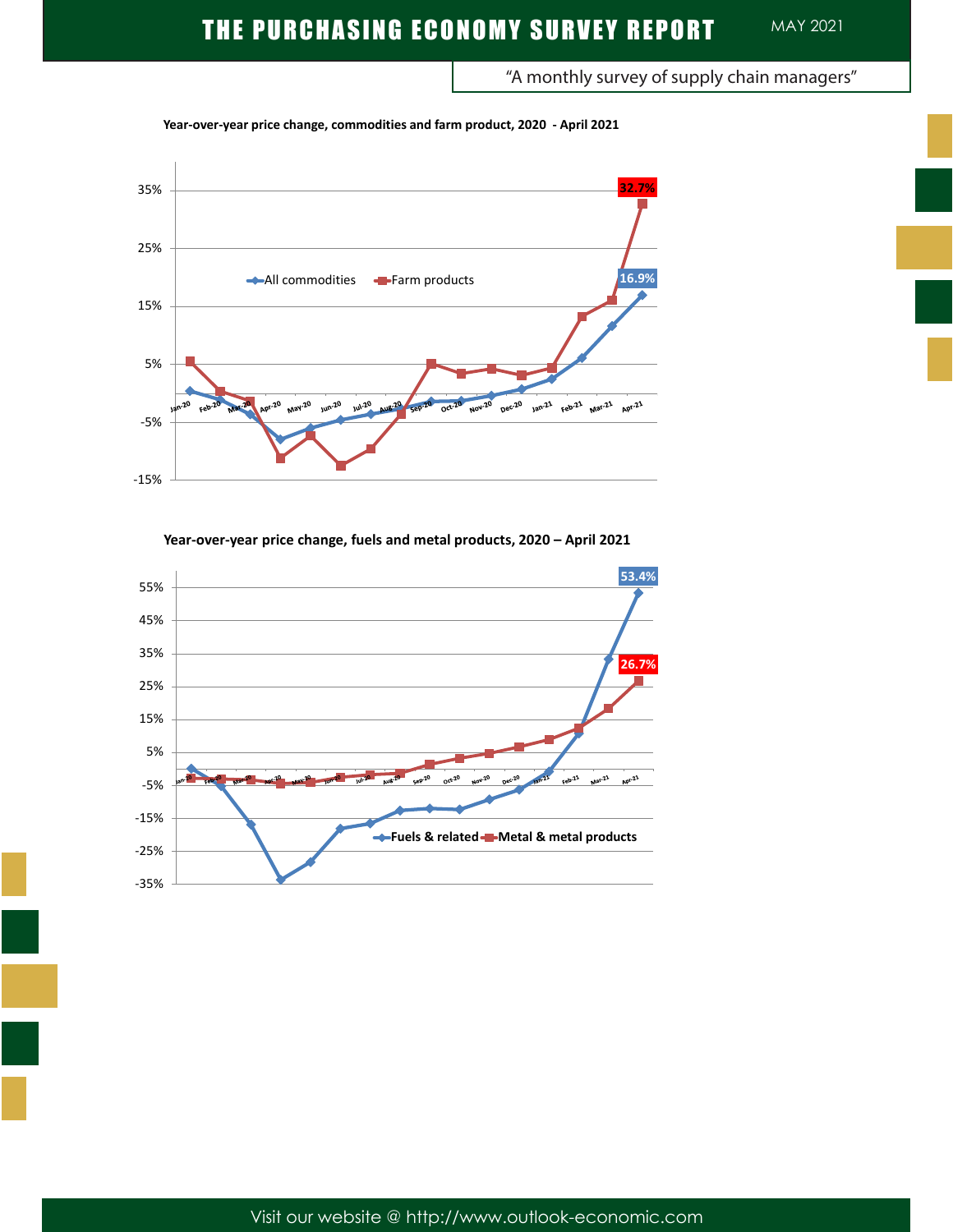# THE PURCHASING ECONOMY SURVEY REPORT

MAY 2021

"A monthly survey of supply chain managers"

**Year-over-year price change, commodities and farm product, 2020 - April 2021**

35%
25%
15%
5%
-5%
-15%

All commodities
Farm products

Jan-20 Feb-20 Mar-20 Apr-20 May-20 Jun-20 Jul-20 Aug-20 Sep-20 Oct-20 Nov-20 Dec-20 Jan-21 Feb-21 Mar-21 Apr-21

32.7%
16.9%

**Year-over-year price change, fuels and metal products, 2020 – April 2021**

55%
45%
35%
25%
15%
5%
-5%
-15%
-25%
-35%

Fuels & related
Metal & metal products

Jan-20 Feb-20 Mar-20 Apr-20 May-20 Jun-20 Jul-20 Aug-20 Sep-20 Oct-20 Nov-20 Dec-20 Jan-21 Feb-21 Mar-21 Apr-21

53.4%
26.7%

Visit our website @ http://www.outlook-economic.com